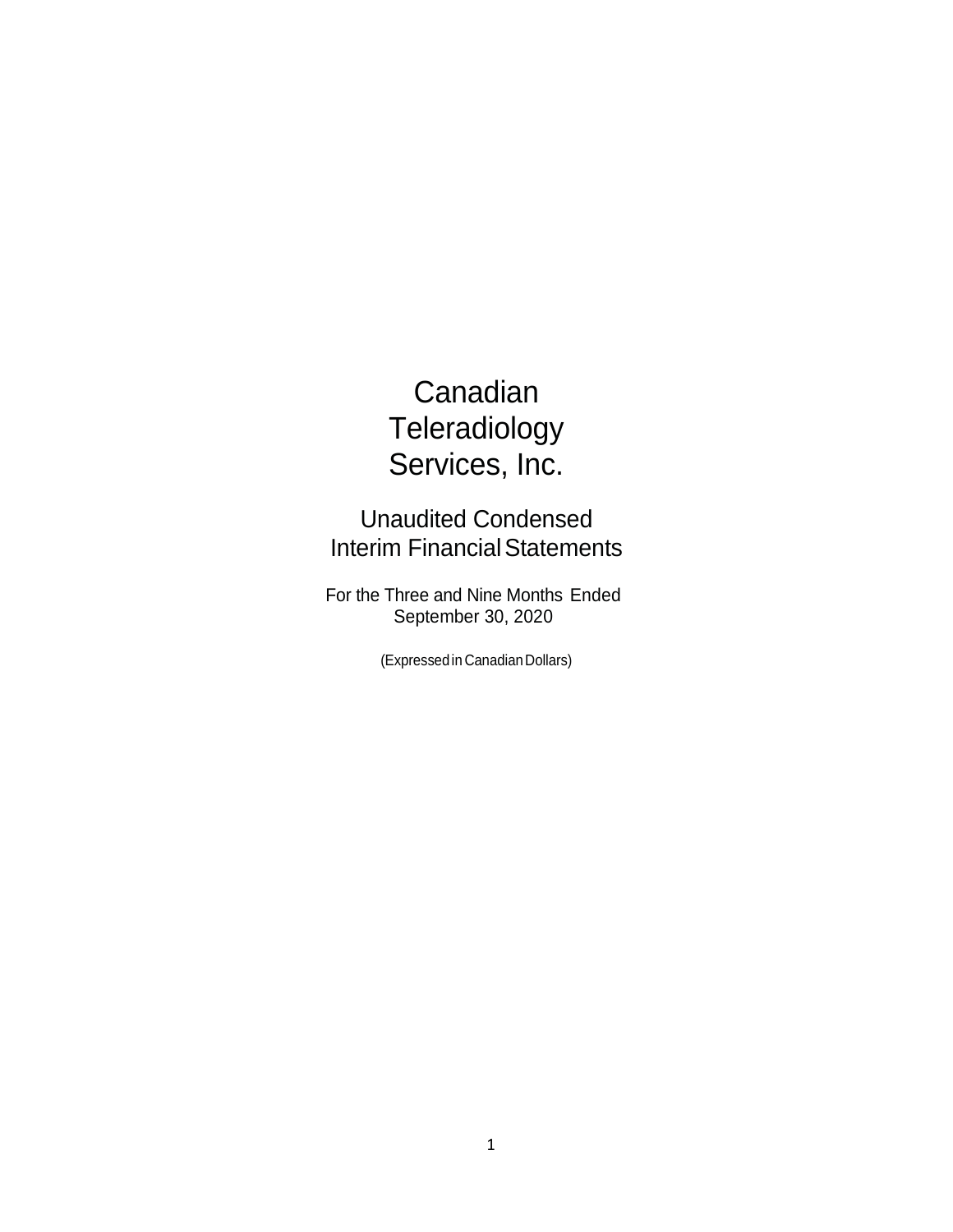# Canadian Teleradiology Services, Inc.

## Unaudited Condensed Interim Financial Statements

For the Three and Nine Months Ended September 30, 2020

(Expressed in Canadian Dollars)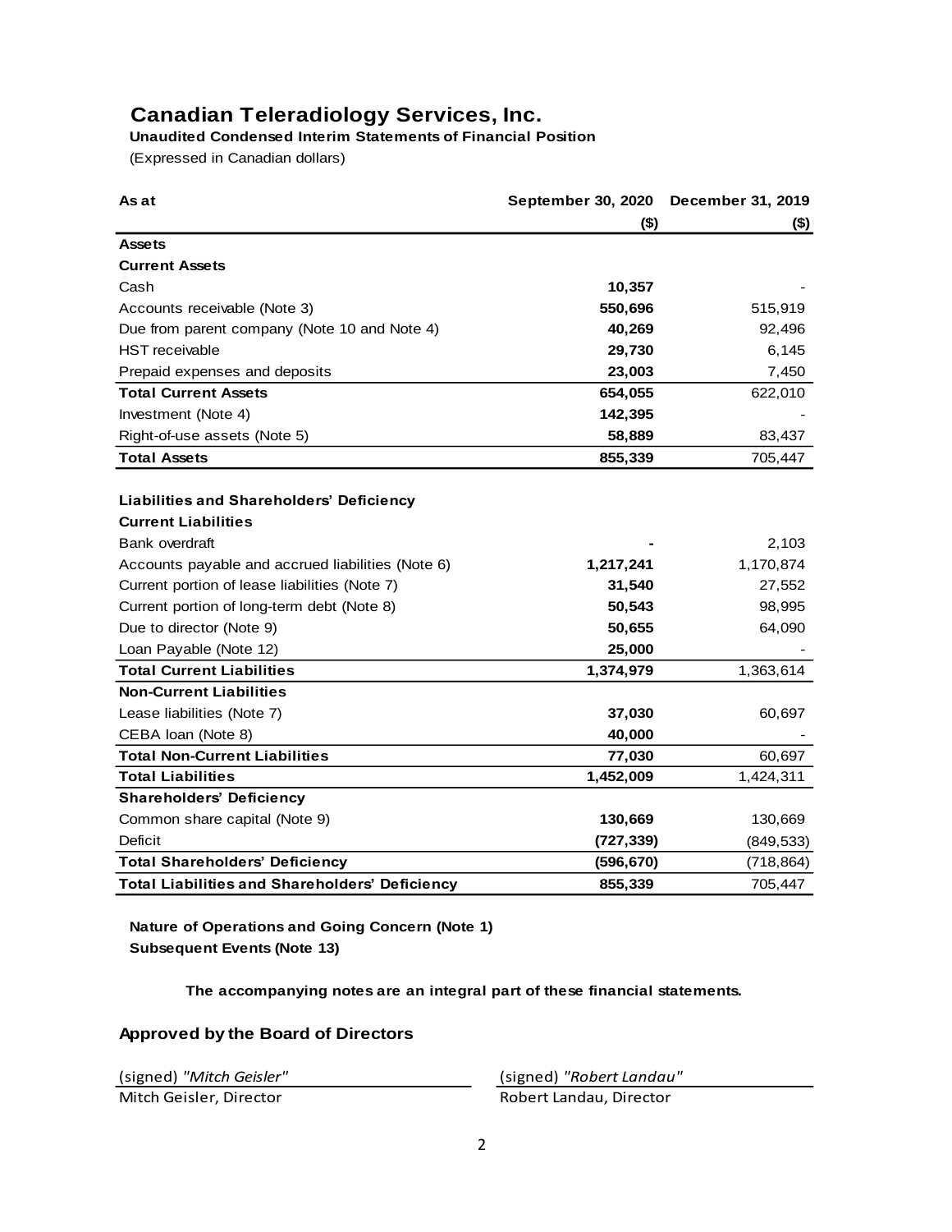# Canadian Teleradiology Services, Inc.

**Unaudited Condensed Interim Statements of Financial Position**

(Expressed in Canadian dollars)

| As at | September 30, 2020 | December 31, 2019 |
|---|---|---|
| | ($) | ($) |
| **Assets** | | |
| **Current Assets** | | |
| Cash | **10,357** | - |
| Accounts receivable (Note 3) | **550,696** | 515,919 |
| Due from parent company (Note 10 and Note 4) | **40,269** | 92,496 |
| HST receivable | **29,730** | 6,145 |
| Prepaid expenses and deposits | **23,003** | 7,450 |
| **Total Current Assets** | **654,055** | 622,010 |
| Investment (Note 4) | **142,395** | - |
| Right-of-use assets (Note 5) | **58,889** | 83,437 |
| **Total Assets** | **855,339** | 705,447 |
| | | |
| **Liabilities and Shareholders' Deficiency** | | |
| **Current Liabilities** | | |
| Bank overdraft | **-** | 2,103 |
| Accounts payable and accrued liabilities (Note 6) | **1,217,241** | 1,170,874 |
| Current portion of lease liabilities (Note 7) | **31,540** | 27,552 |
| Current portion of long-term debt (Note 8) | **50,543** | 98,995 |
| Due to director (Note 9) | **50,655** | 64,090 |
| Loan Payable (Note 12) | **25,000** | - |
| **Total Current Liabilities** | **1,374,979** | 1,363,614 |
| **Non-Current Liabilities** | | |
| Lease liabilities (Note 7) | **37,030** | 60,697 |
| CEBA loan (Note 8) | **40,000** | - |
| **Total Non-Current Liabilities** | **77,030** | 60,697 |
| **Total Liabilities** | **1,452,009** | 1,424,311 |
| **Shareholders' Deficiency** | | |
| Common share capital (Note 9) | **130,669** | 130,669 |
| Deficit | **(727,339)** | (849,533) |
| **Total Shareholders' Deficiency** | **(596,670)** | (718,864) |
| **Total Liabilities and Shareholders' Deficiency** | **855,339** | 705,447 |

**Nature of Operations and Going Concern (Note 1)**
**Subsequent Events (Note 13)**

**The accompanying notes are an integral part of these financial statements.**

**Approved by the Board of Directors**

| (signed) *"Mitch Geisler"* | (signed) *"Robert Landau"* |
|---|---|
| Mitch Geisler, Director | Robert Landau, Director |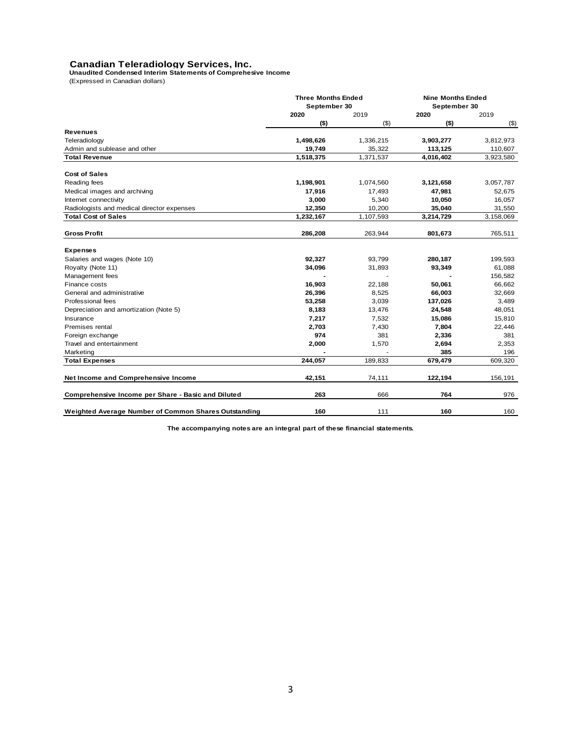# Canadian Teleradiology Services, Inc.

**Unaudited Condensed Interim Statements of Comprehesive Income**

(Expressed in Canadian dollars)

| | Three Months Ended September 30 | | Nine Months Ended September 30 | |
|---|---|---|---|---|
| | **2020** | 2019 | **2020** | 2019 |
| | **($)** | ($) | **($)** | ($) |
| **Revenues** | | | | |
| Teleradiology | **1,498,626** | 1,336,215 | **3,903,277** | 3,812,973 |
| Admin and sublease and other | **19,749** | 35,322 | **113,125** | 110,607 |
| **Total Revenue** | **1,518,375** | 1,371,537 | **4,016,402** | 3,923,580 |
| | | | | |
| **Cost of Sales** | | | | |
| Reading fees | **1,198,901** | 1,074,560 | **3,121,658** | 3,057,787 |
| Medical images and archiving | **17,916** | 17,493 | **47,981** | 52,675 |
| Internet connectivity | **3,000** | 5,340 | **10,050** | 16,057 |
| Radiologists and medical director expenses | **12,350** | 10,200 | **35,040** | 31,550 |
| **Total Cost of Sales** | **1,232,167** | 1,107,593 | **3,214,729** | 3,158,069 |
| | | | | |
| **Gross Profit** | **286,208** | 263,944 | **801,673** | 765,511 |
| | | | | |
| **Expenses** | | | | |
| Salaries and wages (Note 10) | **92,327** | 93,799 | **280,187** | 199,593 |
| Royalty (Note 11) | **34,096** | 31,893 | **93,349** | 61,088 |
| Management fees | **-** | - | **-** | 156,582 |
| Finance costs | **16,903** | 22,188 | **50,061** | 66,662 |
| General and administrative | **26,396** | 8,525 | **66,003** | 32,669 |
| Professional fees | **53,258** | 3,039 | **137,026** | 3,489 |
| Depreciation and amortization (Note 5) | **8,183** | 13,476 | **24,548** | 48,051 |
| Insurance | **7,217** | 7,532 | **15,086** | 15,810 |
| Premises rental | **2,703** | 7,430 | **7,804** | 22,446 |
| Foreign exchange | **974** | 381 | **2,336** | 381 |
| Travel and entertainment | **2,000** | 1,570 | **2,694** | 2,353 |
| Marketing | **-** | - | **385** | 196 |
| **Total Expenses** | **244,057** | 189,833 | **679,479** | 609,320 |
| | | | | |
| **Net Income and Comprehensive Income** | **42,151** | 74,111 | **122,194** | 156,191 |
| | | | | |
| **Comprehensive Income per Share - Basic and Diluted** | **263** | 666 | **764** | 976 |
| | | | | |
| **Weighted Average Number of Common Shares Outstanding** | **160** | 111 | **160** | 160 |

**The accompanying notes are an integral part of these financial statements.**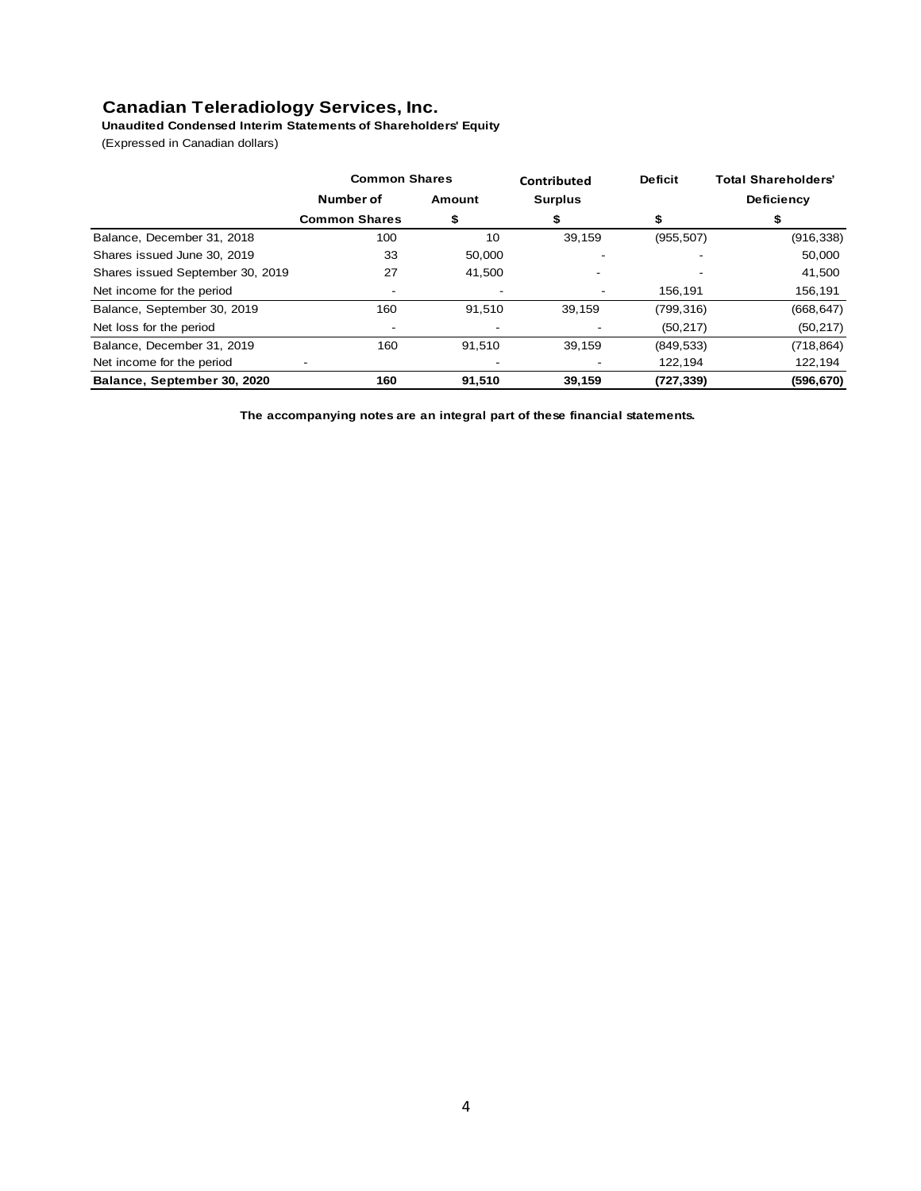# Canadian Teleradiology Services, Inc.

**Unaudited Condensed Interim Statements of Shareholders' Equity**

(Expressed in Canadian dollars)

| | Common Shares | | Contributed | Deficit | Total Shareholders' |
|---|---|---|---|---|---|
| | Number of | Amount | Surplus | | Deficiency |
| | Common Shares | $ | $ | $ | $ |
| Balance, December 31, 2018 | 100 | 10 | 39,159 | (955,507) | (916,338) |
| Shares issued June 30, 2019 | 33 | 50,000 | - | - | 50,000 |
| Shares issued September 30, 2019 | 27 | 41,500 | - | - | 41,500 |
| Net income for the period | - | - | - | 156,191 | 156,191 |
| Balance, September 30, 2019 | 160 | 91,510 | 39,159 | (799,316) | (668,647) |
| Net loss for the period | - | - | - | (50,217) | (50,217) |
| Balance, December 31, 2019 | 160 | 91,510 | 39,159 | (849,533) | (718,864) |
| Net income for the period | - | - | - | 122,194 | 122,194 |
| **Balance, September 30, 2020** | **160** | **91,510** | **39,159** | **(727,339)** | **(596,670)** |

**The accompanying notes are an integral part of these financial statements.**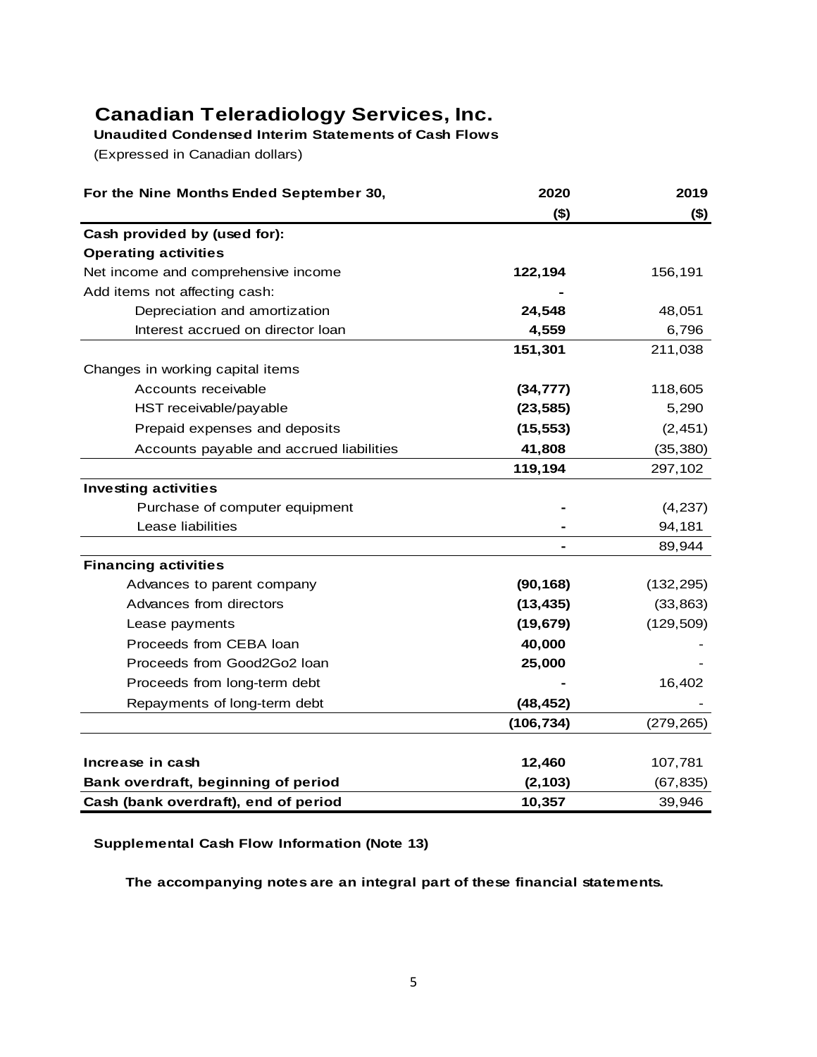# Canadian Teleradiology Services, Inc.

**Unaudited Condensed Interim Statements of Cash Flows**

(Expressed in Canadian dollars)

| For the Nine Months Ended September 30, | 2020 | 2019 |
|---|---|---|
| | ($) | ($) |
| **Cash provided by (used for):** | | |
| **Operating activities** | | |
| Net income and comprehensive income | **122,194** | 156,191 |
| Add items not affecting cash: | **-** | |
| Depreciation and amortization | **24,548** | 48,051 |
| Interest accrued on director loan | **4,559** | 6,796 |
| | **151,301** | 211,038 |
| Changes in working capital items | | |
| Accounts receivable | **(34,777)** | 118,605 |
| HST receivable/payable | **(23,585)** | 5,290 |
| Prepaid expenses and deposits | **(15,553)** | (2,451) |
| Accounts payable and accrued liabilities | **41,808** | (35,380) |
| | **119,194** | 297,102 |
| **Investing activities** | | |
| Purchase of computer equipment | **-** | (4,237) |
| Lease liabilities | **-** | 94,181 |
| | **-** | 89,944 |
| **Financing activities** | | |
| Advances to parent company | **(90,168)** | (132,295) |
| Advances from directors | **(13,435)** | (33,863) |
| Lease payments | **(19,679)** | (129,509) |
| Proceeds from CEBA loan | **40,000** | - |
| Proceeds from Good2Go2 loan | **25,000** | - |
| Proceeds from long-term debt | **-** | 16,402 |
| Repayments of long-term debt | **(48,452)** | - |
| | **(106,734)** | (279,265) |
| **Increase in cash** | **12,460** | 107,781 |
| **Bank overdraft, beginning of period** | **(2,103)** | (67,835) |
| **Cash (bank overdraft), end of period** | **10,357** | 39,946 |

**Supplemental Cash Flow Information (Note 13)**

**The accompanying notes are an integral part of these financial statements.**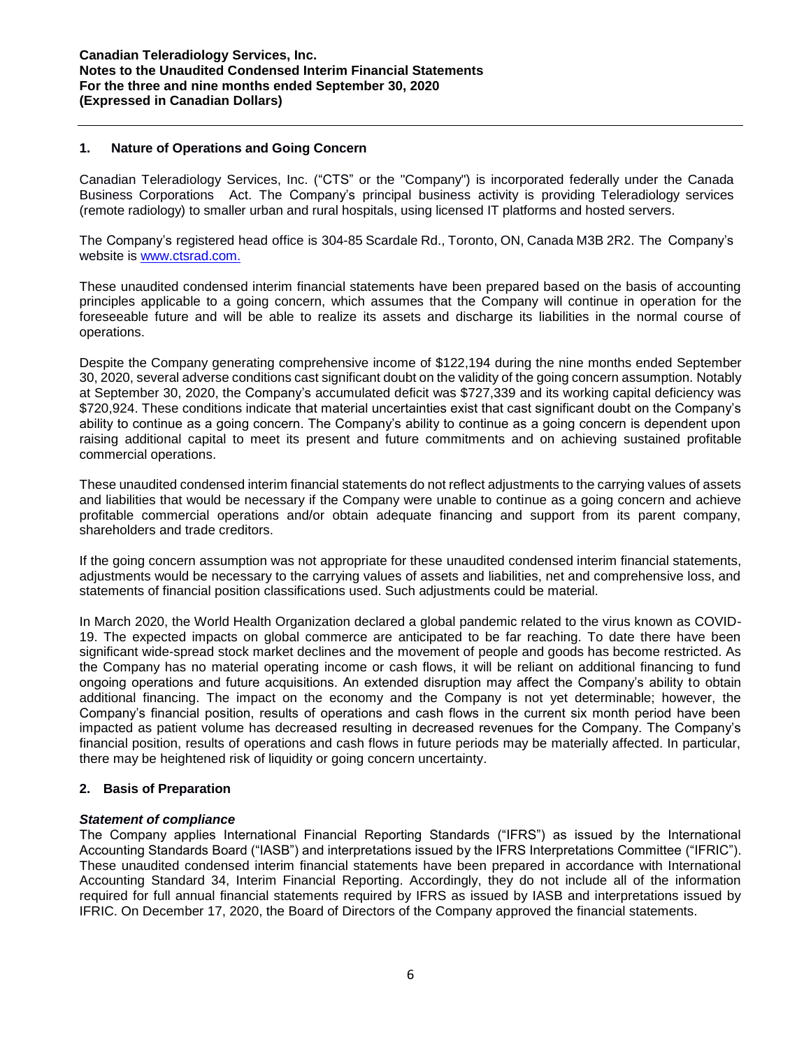## 1. Nature of Operations and Going Concern

Canadian Teleradiology Services, Inc. ("CTS" or the "Company") is incorporated federally under the Canada Business Corporations Act. The Company's principal business activity is providing Teleradiology services (remote radiology) to smaller urban and rural hospitals, using licensed IT platforms and hosted servers.

The Company's registered head office is 304-85 Scardale Rd., Toronto, ON, Canada M3B 2R2. The Company's website is [www.ctsrad.com.](www.ctsrad.com)

These unaudited condensed interim financial statements have been prepared based on the basis of accounting principles applicable to a going concern, which assumes that the Company will continue in operation for the foreseeable future and will be able to realize its assets and discharge its liabilities in the normal course of operations.

Despite the Company generating comprehensive income of $122,194 during the nine months ended September 30, 2020, several adverse conditions cast significant doubt on the validity of the going concern assumption. Notably at September 30, 2020, the Company's accumulated deficit was $727,339 and its working capital deficiency was $720,924. These conditions indicate that material uncertainties exist that cast significant doubt on the Company's ability to continue as a going concern. The Company's ability to continue as a going concern is dependent upon raising additional capital to meet its present and future commitments and on achieving sustained profitable commercial operations.

These unaudited condensed interim financial statements do not reflect adjustments to the carrying values of assets and liabilities that would be necessary if the Company were unable to continue as a going concern and achieve profitable commercial operations and/or obtain adequate financing and support from its parent company, shareholders and trade creditors.

If the going concern assumption was not appropriate for these unaudited condensed interim financial statements, adjustments would be necessary to the carrying values of assets and liabilities, net and comprehensive loss, and statements of financial position classifications used. Such adjustments could be material.

In March 2020, the World Health Organization declared a global pandemic related to the virus known as COVID-19. The expected impacts on global commerce are anticipated to be far reaching. To date there have been significant wide-spread stock market declines and the movement of people and goods has become restricted. As the Company has no material operating income or cash flows, it will be reliant on additional financing to fund ongoing operations and future acquisitions. An extended disruption may affect the Company's ability to obtain additional financing. The impact on the economy and the Company is not yet determinable; however, the Company's financial position, results of operations and cash flows in the current six month period have been impacted as patient volume has decreased resulting in decreased revenues for the Company. The Company's financial position, results of operations and cash flows in future periods may be materially affected. In particular, there may be heightened risk of liquidity or going concern uncertainty.

## 2. Basis of Preparation

***Statement of compliance***

The Company applies International Financial Reporting Standards ("IFRS") as issued by the International Accounting Standards Board ("IASB") and interpretations issued by the IFRS Interpretations Committee ("IFRIC"). These unaudited condensed interim financial statements have been prepared in accordance with International Accounting Standard 34, Interim Financial Reporting. Accordingly, they do not include all of the information required for full annual financial statements required by IFRS as issued by IASB and interpretations issued by IFRIC. On December 17, 2020, the Board of Directors of the Company approved the financial statements.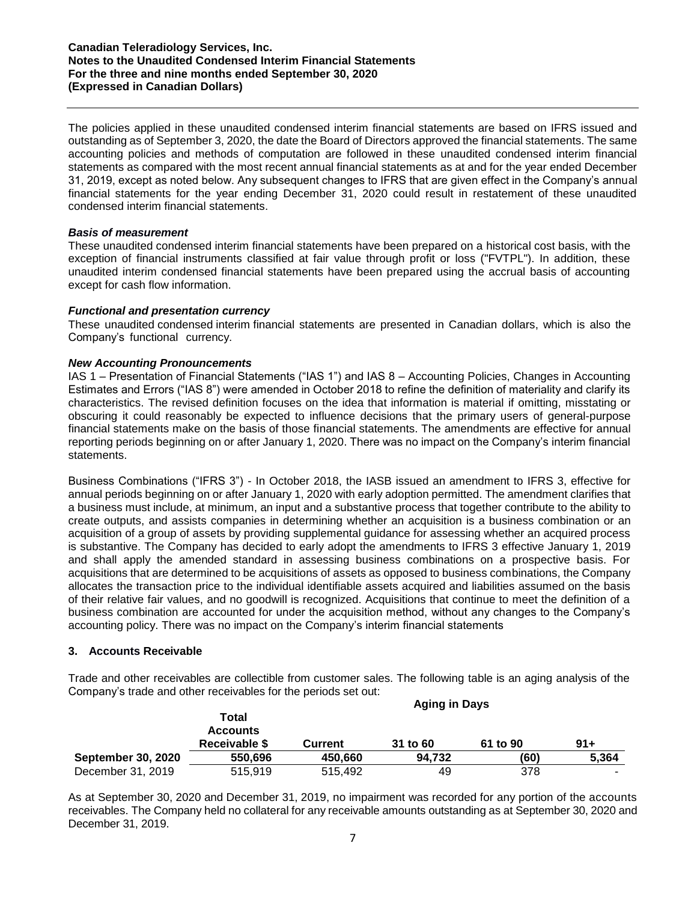The policies applied in these unaudited condensed interim financial statements are based on IFRS issued and outstanding as of September 3, 2020, the date the Board of Directors approved the financial statements. The same accounting policies and methods of computation are followed in these unaudited condensed interim financial statements as compared with the most recent annual financial statements as at and for the year ended December 31, 2019, except as noted below. Any subsequent changes to IFRS that are given effect in the Company's annual financial statements for the year ending December 31, 2020 could result in restatement of these unaudited condensed interim financial statements.

***Basis of measurement***

These unaudited condensed interim financial statements have been prepared on a historical cost basis, with the exception of financial instruments classified at fair value through profit or loss ("FVTPL"). In addition, these unaudited interim condensed financial statements have been prepared using the accrual basis of accounting except for cash flow information.

***Functional and presentation currency***

These unaudited condensed interim financial statements are presented in Canadian dollars, which is also the Company's functional currency.

***New Accounting Pronouncements***

IAS 1 – Presentation of Financial Statements ("IAS 1") and IAS 8 – Accounting Policies, Changes in Accounting Estimates and Errors ("IAS 8") were amended in October 2018 to refine the definition of materiality and clarify its characteristics. The revised definition focuses on the idea that information is material if omitting, misstating or obscuring it could reasonably be expected to influence decisions that the primary users of general-purpose financial statements make on the basis of those financial statements. The amendments are effective for annual reporting periods beginning on or after January 1, 2020. There was no impact on the Company's interim financial statements.

Business Combinations ("IFRS 3") - In October 2018, the IASB issued an amendment to IFRS 3, effective for annual periods beginning on or after January 1, 2020 with early adoption permitted. The amendment clarifies that a business must include, at minimum, an input and a substantive process that together contribute to the ability to create outputs, and assists companies in determining whether an acquisition is a business combination or an acquisition of a group of assets by providing supplemental guidance for assessing whether an acquired process is substantive. The Company has decided to early adopt the amendments to IFRS 3 effective January 1, 2019 and shall apply the amended standard in assessing business combinations on a prospective basis. For acquisitions that are determined to be acquisitions of assets as opposed to business combinations, the Company allocates the transaction price to the individual identifiable assets acquired and liabilities assumed on the basis of their relative fair values, and no goodwill is recognized. Acquisitions that continue to meet the definition of a business combination are accounted for under the acquisition method, without any changes to the Company's accounting policy. There was no impact on the Company's interim financial statements

## 3. Accounts Receivable

Trade and other receivables are collectible from customer sales. The following table is an aging analysis of the Company's trade and other receivables for the periods set out:

| | | Aging in Days | | | |
|---|---|---|---|---|---|
| | **Total Accounts Receivable $** | **Current** | **31 to 60** | **61 to 90** | **91+** |
| **September 30, 2020** | **550,696** | **450,660** | **94,732** | **(60)** | **5,364** |
| December 31, 2019 | 515,919 | 515,492 | 49 | 378 | - |

As at September 30, 2020 and December 31, 2019, no impairment was recorded for any portion of the accounts receivables. The Company held no collateral for any receivable amounts outstanding as at September 30, 2020 and December 31, 2019.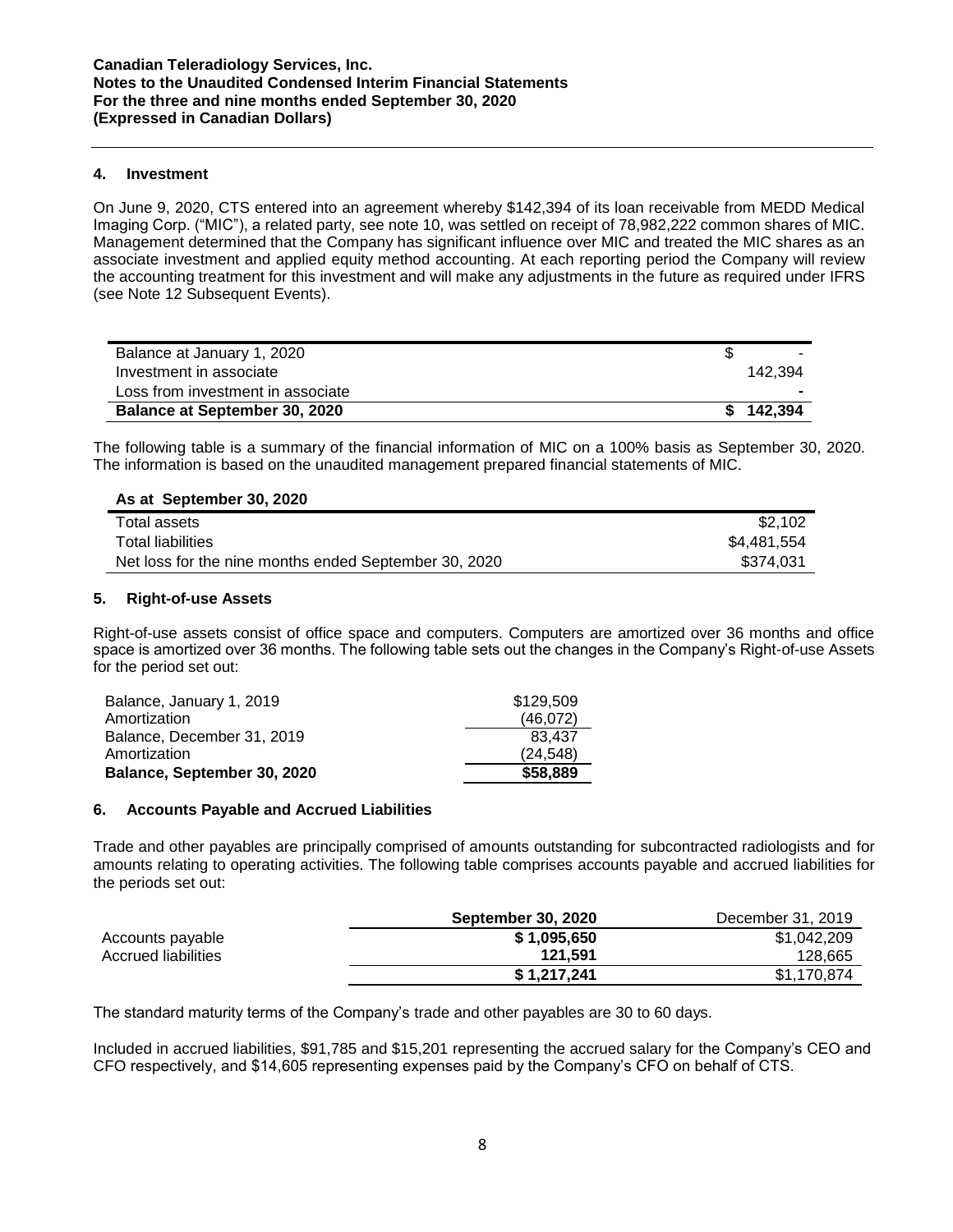## 4. Investment

On June 9, 2020, CTS entered into an agreement whereby $142,394 of its loan receivable from MEDD Medical Imaging Corp. ("MIC"), a related party, see note 10, was settled on receipt of 78,982,222 common shares of MIC. Management determined that the Company has significant influence over MIC and treated the MIC shares as an associate investment and applied equity method accounting. At each reporting period the Company will review the accounting treatment for this investment and will make any adjustments in the future as required under IFRS (see Note 12 Subsequent Events).

| | |
|---|---|
| Balance at January 1, 2020 | $ - |
| Investment in associate | 142,394 |
| Loss from investment in associate | - |
| **Balance at September 30, 2020** | **$ 142,394** |

The following table is a summary of the financial information of MIC on a 100% basis as September 30, 2020. The information is based on the unaudited management prepared financial statements of MIC.

| **As at September 30, 2020** | |
|---|---|
| Total assets | $2,102 |
| Total liabilities | $4,481,554 |
| Net loss for the nine months ended September 30, 2020 | $374,031 |

## 5. Right-of-use Assets

Right-of-use assets consist of office space and computers. Computers are amortized over 36 months and office space is amortized over 36 months. The following table sets out the changes in the Company's Right-of-use Assets for the period set out:

| | |
|---|---|
| Balance, January 1, 2019 | $129,509 |
| Amortization | (46,072) |
| Balance, December 31, 2019 | 83,437 |
| Amortization | (24,548) |
| **Balance, September 30, 2020** | **$58,889** |

## 6. Accounts Payable and Accrued Liabilities

Trade and other payables are principally comprised of amounts outstanding for subcontracted radiologists and for amounts relating to operating activities. The following table comprises accounts payable and accrued liabilities for the periods set out:

| | **September 30, 2020** | December 31, 2019 |
|---|---|---|
| Accounts payable | **$ 1,095,650** | $1,042,209 |
| Accrued liabilities | **121,591** | 128,665 |
| | **$ 1,217,241** | $1,170,874 |

The standard maturity terms of the Company's trade and other payables are 30 to 60 days.

Included in accrued liabilities, $91,785 and $15,201 representing the accrued salary for the Company's CEO and CFO respectively, and $14,605 representing expenses paid by the Company's CFO on behalf of CTS.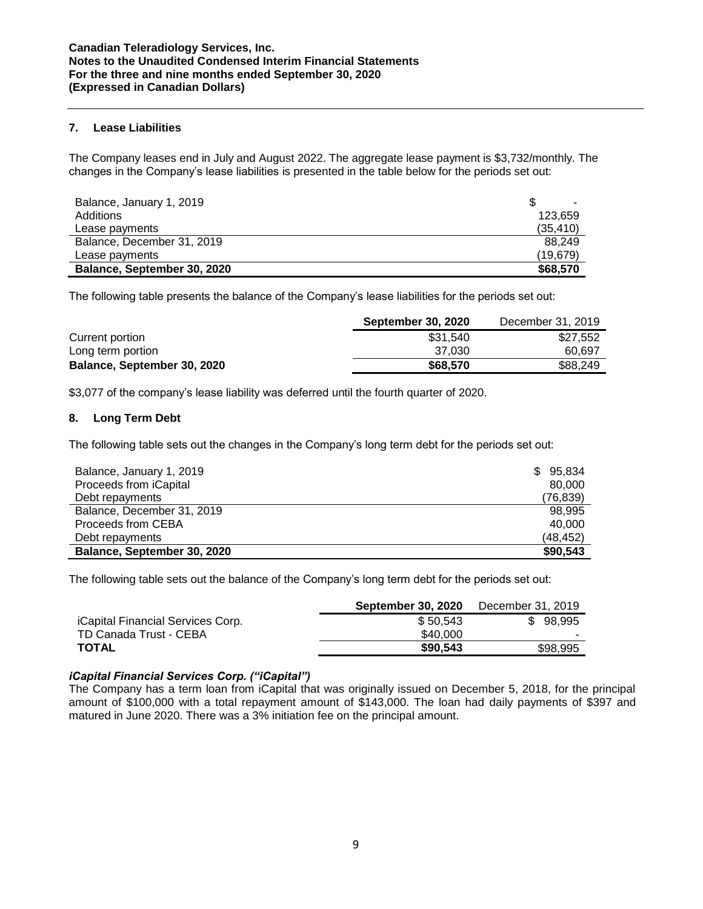## 7. Lease Liabilities

The Company leases end in July and August 2022. The aggregate lease payment is $3,732/monthly. The changes in the Company's lease liabilities is presented in the table below for the periods set out:

| | |
|---|---|
| Balance, January 1, 2019 | $ - |
| Additions | 123,659 |
| Lease payments | (35,410) |
| Balance, December 31, 2019 | 88,249 |
| Lease payments | (19,679) |
| **Balance, September 30, 2020** | **$68,570** |

The following table presents the balance of the Company's lease liabilities for the periods set out:

| | **September 30, 2020** | December 31, 2019 |
|---|---|---|
| Current portion | $31,540 | $27,552 |
| Long term portion | 37,030 | 60,697 |
| **Balance, September 30, 2020** | **$68,570** | $88,249 |

$3,077 of the company's lease liability was deferred until the fourth quarter of 2020.

## 8. Long Term Debt

The following table sets out the changes in the Company's long term debt for the periods set out:

| | |
|---|---|
| Balance, January 1, 2019 | $ 95,834 |
| Proceeds from iCapital | 80,000 |
| Debt repayments | (76,839) |
| Balance, December 31, 2019 | 98,995 |
| Proceeds from CEBA | 40,000 |
| Debt repayments | (48,452) |
| **Balance, September 30, 2020** | **$90,543** |

The following table sets out the balance of the Company's long term debt for the periods set out:

| | **September 30, 2020** | December 31, 2019 |
|---|---|---|
| iCapital Financial Services Corp. | $ 50,543 | $ 98,995 |
| TD Canada Trust - CEBA | $40,000 | - |
| **TOTAL** | **$90,543** | $98,995 |

***iCapital Financial Services Corp. ("iCapital")***

The Company has a term loan from iCapital that was originally issued on December 5, 2018, for the principal amount of $100,000 with a total repayment amount of $143,000. The loan had daily payments of $397 and matured in June 2020. There was a 3% initiation fee on the principal amount.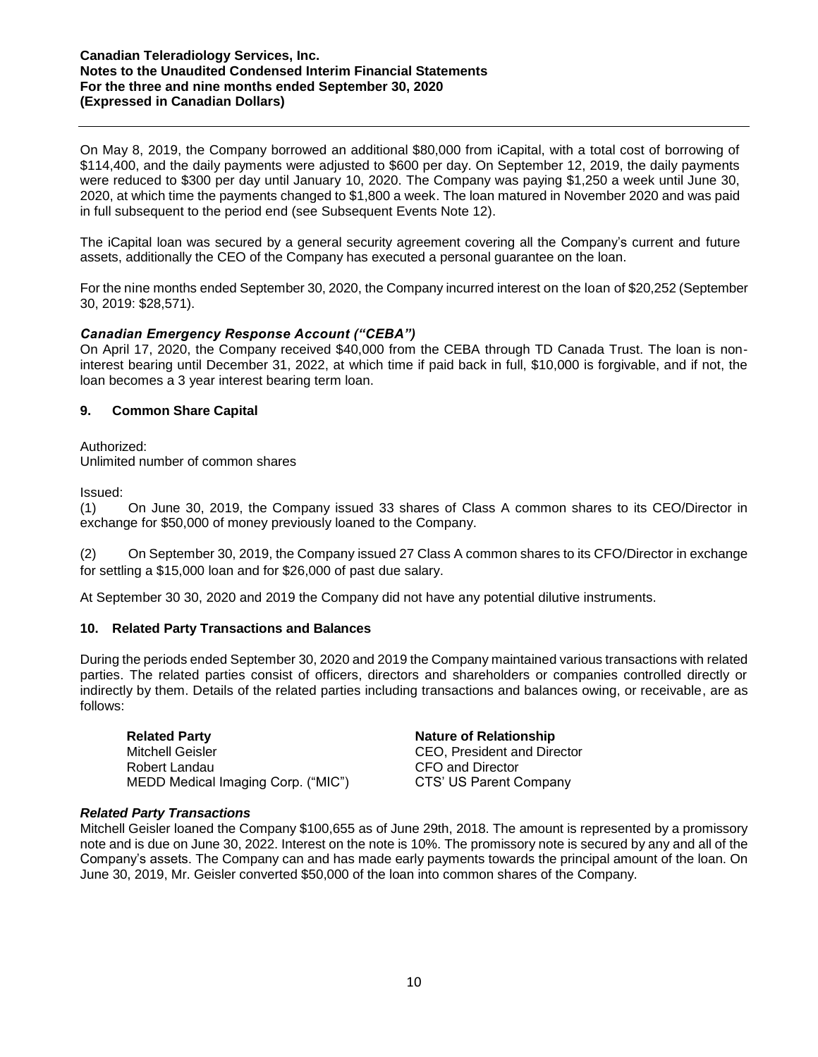On May 8, 2019, the Company borrowed an additional $80,000 from iCapital, with a total cost of borrowing of $114,400, and the daily payments were adjusted to $600 per day. On September 12, 2019, the daily payments were reduced to $300 per day until January 10, 2020. The Company was paying $1,250 a week until June 30, 2020, at which time the payments changed to $1,800 a week. The loan matured in November 2020 and was paid in full subsequent to the period end (see Subsequent Events Note 12).

The iCapital loan was secured by a general security agreement covering all the Company's current and future assets, additionally the CEO of the Company has executed a personal guarantee on the loan.

For the nine months ended September 30, 2020, the Company incurred interest on the loan of $20,252 (September 30, 2019: $28,571).

***Canadian Emergency Response Account ("CEBA")***

On April 17, 2020, the Company received $40,000 from the CEBA through TD Canada Trust. The loan is non-interest bearing until December 31, 2022, at which time if paid back in full, $10,000 is forgivable, and if not, the loan becomes a 3 year interest bearing term loan.

## 9. Common Share Capital

Authorized:
Unlimited number of common shares

Issued:

(1) On June 30, 2019, the Company issued 33 shares of Class A common shares to its CEO/Director in exchange for $50,000 of money previously loaned to the Company.

(2) On September 30, 2019, the Company issued 27 Class A common shares to its CFO/Director in exchange for settling a $15,000 loan and for $26,000 of past due salary.

At September 30 30, 2020 and 2019 the Company did not have any potential dilutive instruments.

## 10. Related Party Transactions and Balances

During the periods ended September 30, 2020 and 2019 the Company maintained various transactions with related parties. The related parties consist of officers, directors and shareholders or companies controlled directly or indirectly by them. Details of the related parties including transactions and balances owing, or receivable, are as follows:

| Related Party | Nature of Relationship |
|---|---|
| Mitchell Geisler | CEO, President and Director |
| Robert Landau | CFO and Director |
| MEDD Medical Imaging Corp. ("MIC") | CTS' US Parent Company |

***Related Party Transactions***

Mitchell Geisler loaned the Company $100,655 as of June 29th, 2018. The amount is represented by a promissory note and is due on June 30, 2022. Interest on the note is 10%. The promissory note is secured by any and all of the Company's assets. The Company can and has made early payments towards the principal amount of the loan. On June 30, 2019, Mr. Geisler converted $50,000 of the loan into common shares of the Company.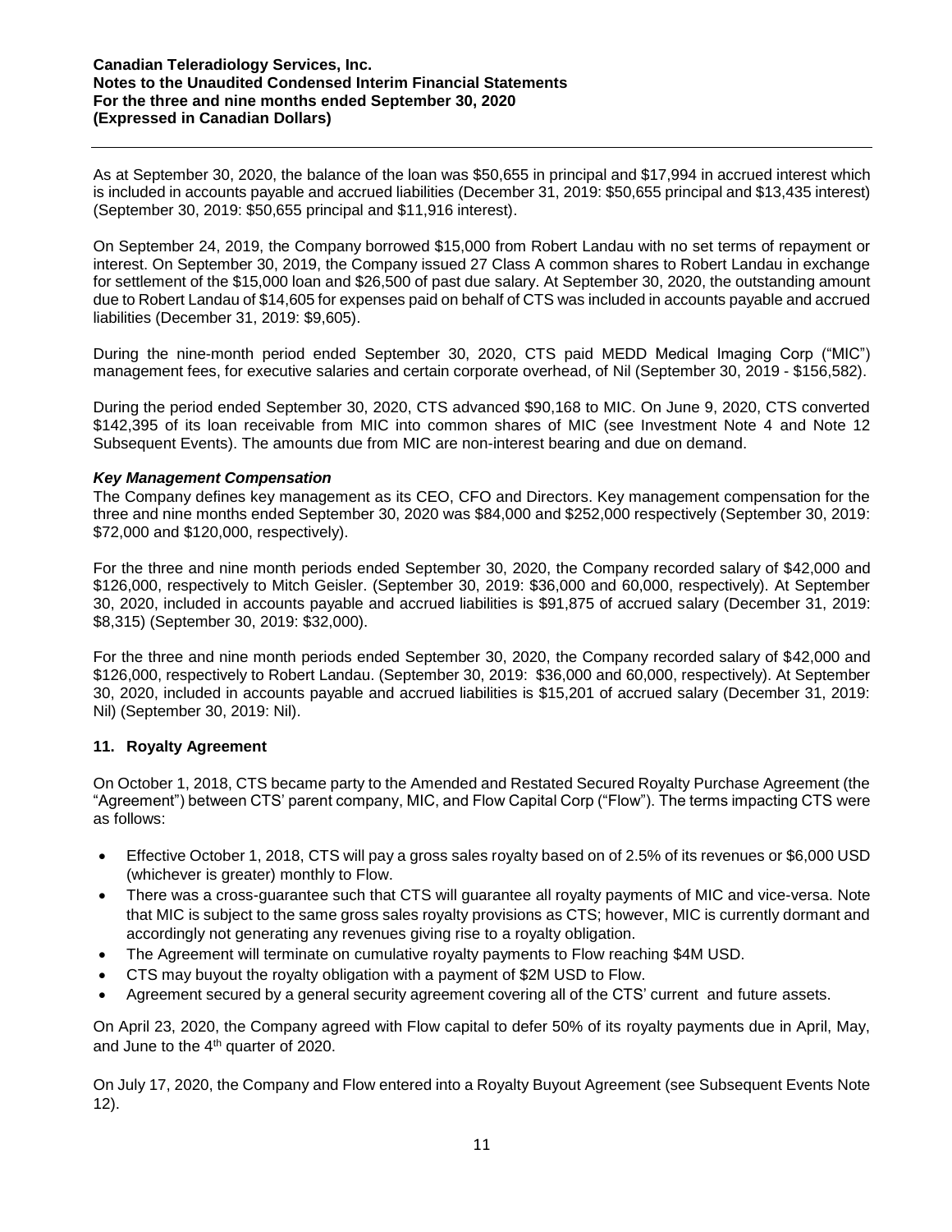As at September 30, 2020, the balance of the loan was $50,655 in principal and $17,994 in accrued interest which is included in accounts payable and accrued liabilities (December 31, 2019: $50,655 principal and $13,435 interest) (September 30, 2019: $50,655 principal and $11,916 interest).

On September 24, 2019, the Company borrowed $15,000 from Robert Landau with no set terms of repayment or interest. On September 30, 2019, the Company issued 27 Class A common shares to Robert Landau in exchange for settlement of the $15,000 loan and $26,500 of past due salary. At September 30, 2020, the outstanding amount due to Robert Landau of $14,605 for expenses paid on behalf of CTS was included in accounts payable and accrued liabilities (December 31, 2019: $9,605).

During the nine-month period ended September 30, 2020, CTS paid MEDD Medical Imaging Corp ("MIC") management fees, for executive salaries and certain corporate overhead, of Nil (September 30, 2019 - $156,582).

During the period ended September 30, 2020, CTS advanced $90,168 to MIC. On June 9, 2020, CTS converted $142,395 of its loan receivable from MIC into common shares of MIC (see Investment Note 4 and Note 12 Subsequent Events). The amounts due from MIC are non-interest bearing and due on demand.

***Key Management Compensation***

The Company defines key management as its CEO, CFO and Directors. Key management compensation for the three and nine months ended September 30, 2020 was $84,000 and $252,000 respectively (September 30, 2019: $72,000 and $120,000, respectively).

For the three and nine month periods ended September 30, 2020, the Company recorded salary of $42,000 and $126,000, respectively to Mitch Geisler. (September 30, 2019: $36,000 and 60,000, respectively). At September 30, 2020, included in accounts payable and accrued liabilities is $91,875 of accrued salary (December 31, 2019: $8,315) (September 30, 2019: $32,000).

For the three and nine month periods ended September 30, 2020, the Company recorded salary of $42,000 and $126,000, respectively to Robert Landau. (September 30, 2019: $36,000 and 60,000, respectively). At September 30, 2020, included in accounts payable and accrued liabilities is $15,201 of accrued salary (December 31, 2019: Nil) (September 30, 2019: Nil).

## 11. Royalty Agreement

On October 1, 2018, CTS became party to the Amended and Restated Secured Royalty Purchase Agreement (the "Agreement") between CTS' parent company, MIC, and Flow Capital Corp ("Flow"). The terms impacting CTS were as follows:

- Effective October 1, 2018, CTS will pay a gross sales royalty based on of 2.5% of its revenues or $6,000 USD (whichever is greater) monthly to Flow.
- There was a cross-guarantee such that CTS will guarantee all royalty payments of MIC and vice-versa. Note that MIC is subject to the same gross sales royalty provisions as CTS; however, MIC is currently dormant and accordingly not generating any revenues giving rise to a royalty obligation.
- The Agreement will terminate on cumulative royalty payments to Flow reaching $4M USD.
- CTS may buyout the royalty obligation with a payment of $2M USD to Flow.
- Agreement secured by a general security agreement covering all of the CTS' current and future assets.

On April 23, 2020, the Company agreed with Flow capital to defer 50% of its royalty payments due in April, May, and June to the 4th quarter of 2020.

On July 17, 2020, the Company and Flow entered into a Royalty Buyout Agreement (see Subsequent Events Note 12).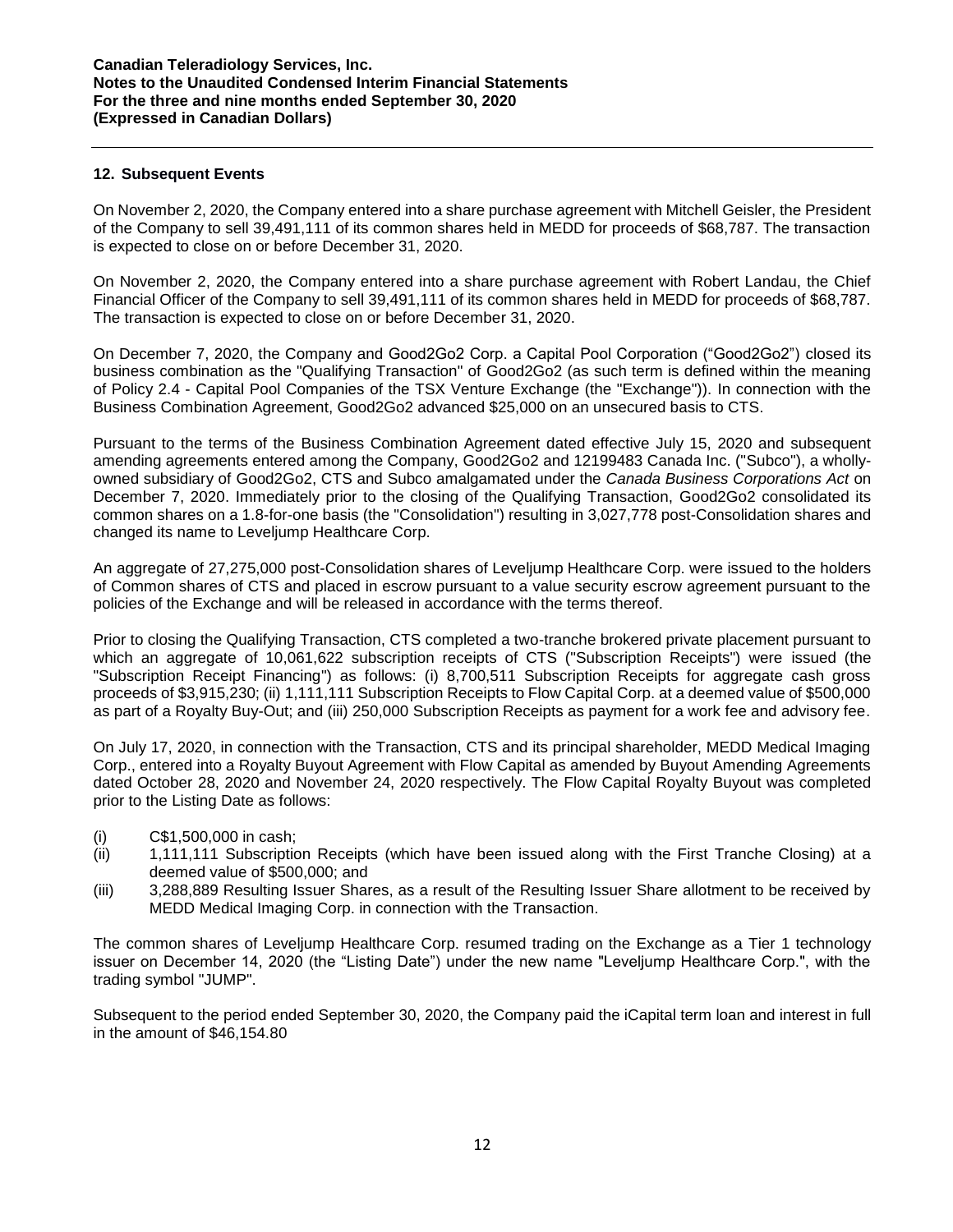## 12. Subsequent Events

On November 2, 2020, the Company entered into a share purchase agreement with Mitchell Geisler, the President of the Company to sell 39,491,111 of its common shares held in MEDD for proceeds of $68,787. The transaction is expected to close on or before December 31, 2020.

On November 2, 2020, the Company entered into a share purchase agreement with Robert Landau, the Chief Financial Officer of the Company to sell 39,491,111 of its common shares held in MEDD for proceeds of $68,787. The transaction is expected to close on or before December 31, 2020.

On December 7, 2020, the Company and Good2Go2 Corp. a Capital Pool Corporation ("Good2Go2") closed its business combination as the "Qualifying Transaction" of Good2Go2 (as such term is defined within the meaning of Policy 2.4 - Capital Pool Companies of the TSX Venture Exchange (the "Exchange")). In connection with the Business Combination Agreement, Good2Go2 advanced $25,000 on an unsecured basis to CTS.

Pursuant to the terms of the Business Combination Agreement dated effective July 15, 2020 and subsequent amending agreements entered among the Company, Good2Go2 and 12199483 Canada Inc. ("Subco"), a wholly-owned subsidiary of Good2Go2, CTS and Subco amalgamated under the *Canada Business Corporations Act* on December 7, 2020. Immediately prior to the closing of the Qualifying Transaction, Good2Go2 consolidated its common shares on a 1.8-for-one basis (the "Consolidation") resulting in 3,027,778 post-Consolidation shares and changed its name to Leveljump Healthcare Corp.

An aggregate of 27,275,000 post-Consolidation shares of Leveljump Healthcare Corp. were issued to the holders of Common shares of CTS and placed in escrow pursuant to a value security escrow agreement pursuant to the policies of the Exchange and will be released in accordance with the terms thereof.

Prior to closing the Qualifying Transaction, CTS completed a two-tranche brokered private placement pursuant to which an aggregate of 10,061,622 subscription receipts of CTS ("Subscription Receipts") were issued (the "Subscription Receipt Financing") as follows: (i) 8,700,511 Subscription Receipts for aggregate cash gross proceeds of $3,915,230; (ii) 1,111,111 Subscription Receipts to Flow Capital Corp. at a deemed value of $500,000 as part of a Royalty Buy-Out; and (iii) 250,000 Subscription Receipts as payment for a work fee and advisory fee.

On July 17, 2020, in connection with the Transaction, CTS and its principal shareholder, MEDD Medical Imaging Corp., entered into a Royalty Buyout Agreement with Flow Capital as amended by Buyout Amending Agreements dated October 28, 2020 and November 24, 2020 respectively. The Flow Capital Royalty Buyout was completed prior to the Listing Date as follows:

(i) C$1,500,000 in cash;
(ii) 1,111,111 Subscription Receipts (which have been issued along with the First Tranche Closing) at a deemed value of $500,000; and
(iii) 3,288,889 Resulting Issuer Shares, as a result of the Resulting Issuer Share allotment to be received by MEDD Medical Imaging Corp. in connection with the Transaction.

The common shares of Leveljump Healthcare Corp. resumed trading on the Exchange as a Tier 1 technology issuer on December 14, 2020 (the "Listing Date") under the new name "Leveljump Healthcare Corp.", with the trading symbol "JUMP".

Subsequent to the period ended September 30, 2020, the Company paid the iCapital term loan and interest in full in the amount of $46,154.80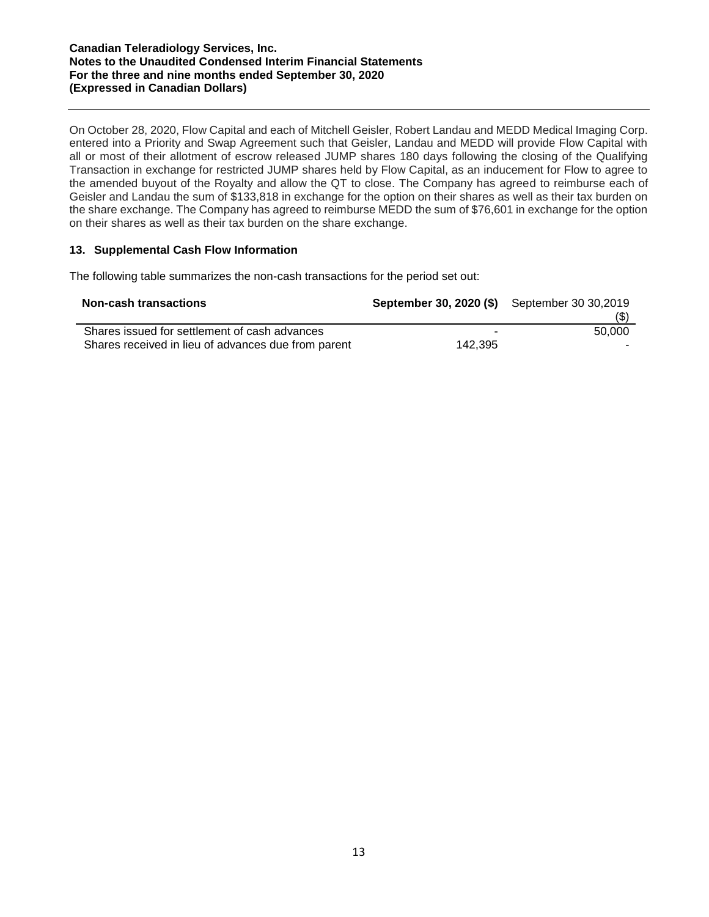On October 28, 2020, Flow Capital and each of Mitchell Geisler, Robert Landau and MEDD Medical Imaging Corp. entered into a Priority and Swap Agreement such that Geisler, Landau and MEDD will provide Flow Capital with all or most of their allotment of escrow released JUMP shares 180 days following the closing of the Qualifying Transaction in exchange for restricted JUMP shares held by Flow Capital, as an inducement for Flow to agree to the amended buyout of the Royalty and allow the QT to close. The Company has agreed to reimburse each of Geisler and Landau the sum of $133,818 in exchange for the option on their shares as well as their tax burden on the share exchange. The Company has agreed to reimburse MEDD the sum of $76,601 in exchange for the option on their shares as well as their tax burden on the share exchange.

## 13. Supplemental Cash Flow Information

The following table summarizes the non-cash transactions for the period set out:

| **Non-cash transactions** | **September 30, 2020 ($)** | September 30 30,2019 ($) |
|---|---|---|
| Shares issued for settlement of cash advances | - | 50,000 |
| Shares received in lieu of advances due from parent | 142,395 | - |